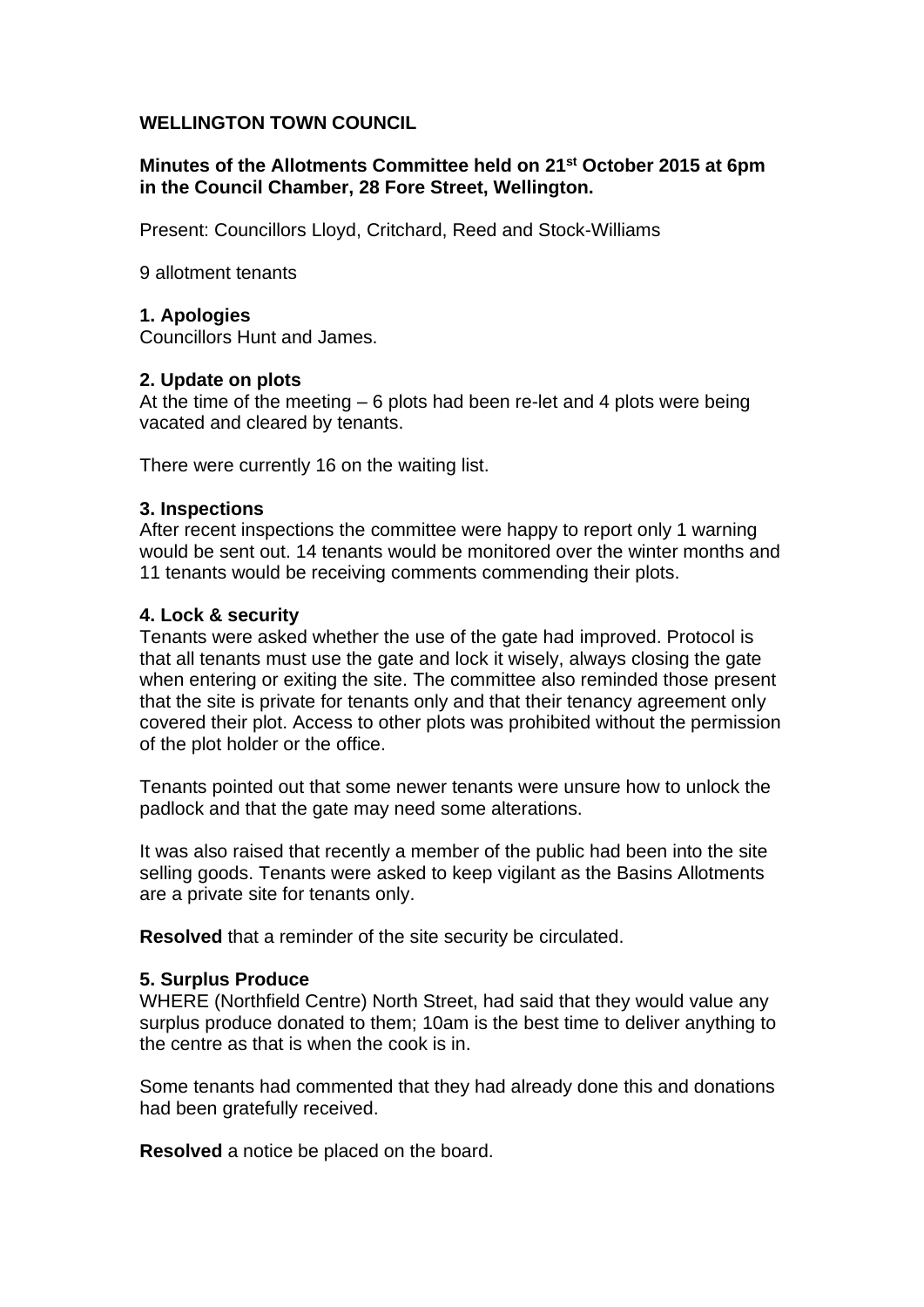**WELLINGTON TOWN COUNCIL**

**Minutes of the Allotments Committee held on 21st October 2015 at 6pm in the Council Chamber, 28 Fore Street, Wellington.**

Present: Councillors Lloyd, Critchard, Reed and Stock-Williams

9 allotment tenants

**1. Apologies**
Councillors Hunt and James.

**2. Update on plots**
At the time of the meeting – 6 plots had been re-let and 4 plots were being vacated and cleared by tenants.

There were currently 16 on the waiting list.

**3. Inspections**
After recent inspections the committee were happy to report only 1 warning would be sent out. 14 tenants would be monitored over the winter months and 11 tenants would be receiving comments commending their plots.

**4. Lock & security**
Tenants were asked whether the use of the gate had improved. Protocol is that all tenants must use the gate and lock it wisely, always closing the gate when entering or exiting the site. The committee also reminded those present that the site is private for tenants only and that their tenancy agreement only covered their plot. Access to other plots was prohibited without the permission of the plot holder or the office.

Tenants pointed out that some newer tenants were unsure how to unlock the padlock and that the gate may need some alterations.

It was also raised that recently a member of the public had been into the site selling goods. Tenants were asked to keep vigilant as the Basins Allotments are a private site for tenants only.

**Resolved** that a reminder of the site security be circulated.

**5. Surplus Produce**
WHERE (Northfield Centre) North Street, had said that they would value any surplus produce donated to them; 10am is the best time to deliver anything to the centre as that is when the cook is in.

Some tenants had commented that they had already done this and donations had been gratefully received.

**Resolved** a notice be placed on the board.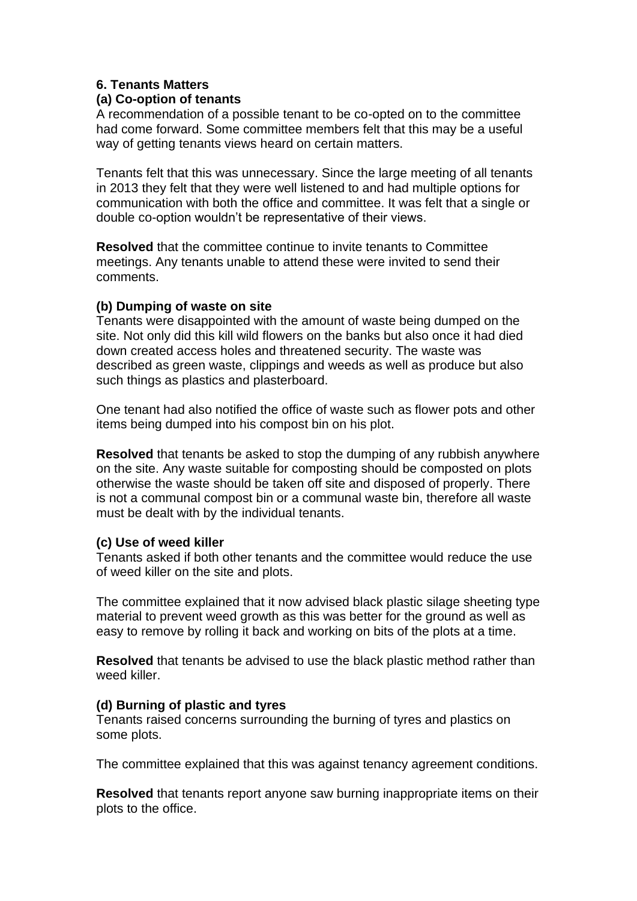**6. Tenants Matters**

**(a) Co-option of tenants**

A recommendation of a possible tenant to be co-opted on to the committee had come forward. Some committee members felt that this may be a useful way of getting tenants views heard on certain matters.

Tenants felt that this was unnecessary. Since the large meeting of all tenants in 2013 they felt that they were well listened to and had multiple options for communication with both the office and committee. It was felt that a single or double co-option wouldn't be representative of their views.

**Resolved** that the committee continue to invite tenants to Committee meetings. Any tenants unable to attend these were invited to send their comments.

**(b) Dumping of waste on site**

Tenants were disappointed with the amount of waste being dumped on the site. Not only did this kill wild flowers on the banks but also once it had died down created access holes and threatened security. The waste was described as green waste, clippings and weeds as well as produce but also such things as plastics and plasterboard.

One tenant had also notified the office of waste such as flower pots and other items being dumped into his compost bin on his plot.

**Resolved** that tenants be asked to stop the dumping of any rubbish anywhere on the site. Any waste suitable for composting should be composted on plots otherwise the waste should be taken off site and disposed of properly. There is not a communal compost bin or a communal waste bin, therefore all waste must be dealt with by the individual tenants.

**(c) Use of weed killer**

Tenants asked if both other tenants and the committee would reduce the use of weed killer on the site and plots.

The committee explained that it now advised black plastic silage sheeting type material to prevent weed growth as this was better for the ground as well as easy to remove by rolling it back and working on bits of the plots at a time.

**Resolved** that tenants be advised to use the black plastic method rather than weed killer.

**(d) Burning of plastic and tyres**

Tenants raised concerns surrounding the burning of tyres and plastics on some plots.

The committee explained that this was against tenancy agreement conditions.

**Resolved** that tenants report anyone saw burning inappropriate items on their plots to the office.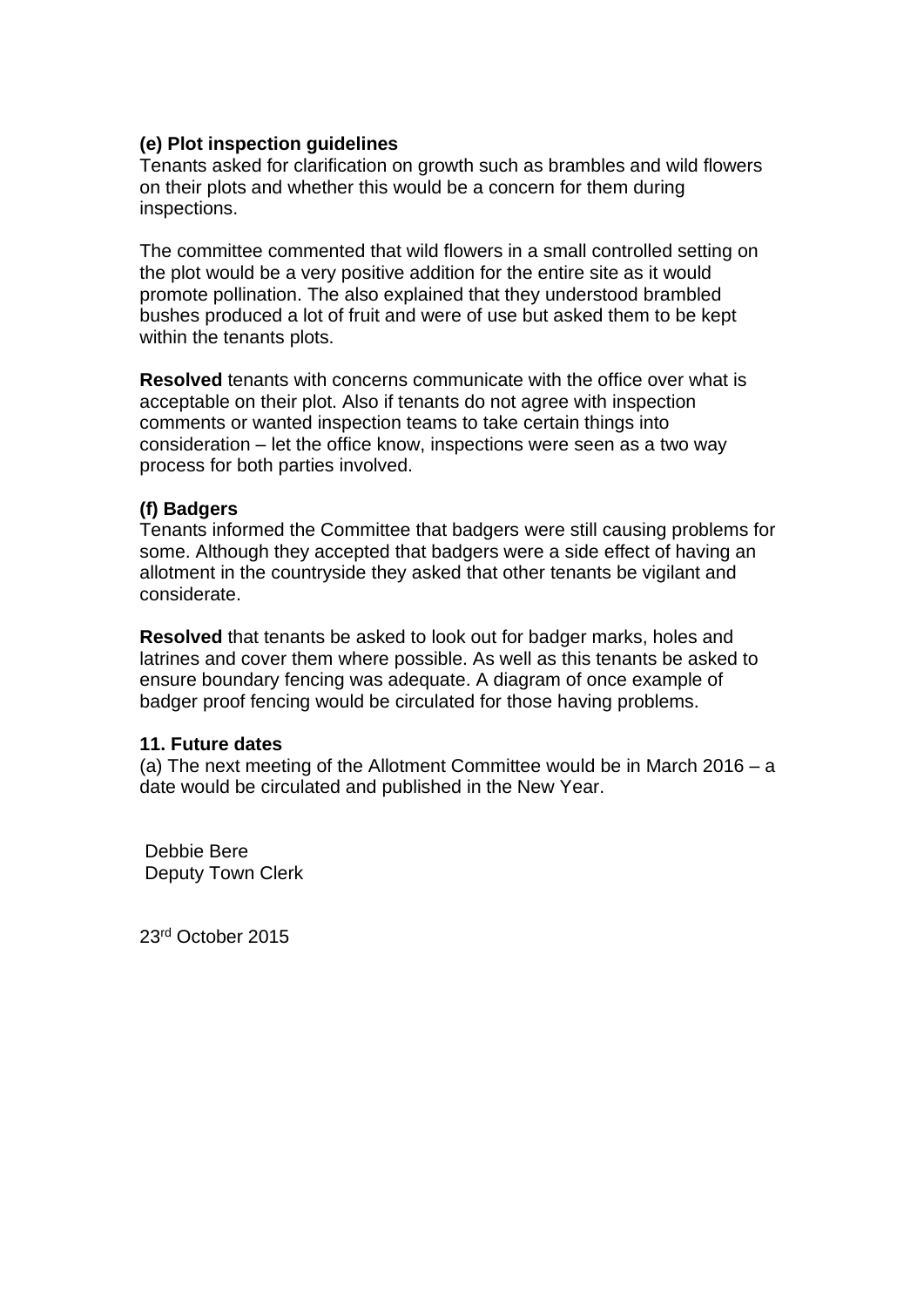**(e) Plot inspection guidelines**
Tenants asked for clarification on growth such as brambles and wild flowers on their plots and whether this would be a concern for them during inspections.

The committee commented that wild flowers in a small controlled setting on the plot would be a very positive addition for the entire site as it would promote pollination. The also explained that they understood brambled bushes produced a lot of fruit and were of use but asked them to be kept within the tenants plots.

**Resolved** tenants with concerns communicate with the office over what is acceptable on their plot. Also if tenants do not agree with inspection comments or wanted inspection teams to take certain things into consideration – let the office know, inspections were seen as a two way process for both parties involved.

**(f) Badgers**
Tenants informed the Committee that badgers were still causing problems for some. Although they accepted that badgers were a side effect of having an allotment in the countryside they asked that other tenants be vigilant and considerate.

**Resolved** that tenants be asked to look out for badger marks, holes and latrines and cover them where possible. As well as this tenants be asked to ensure boundary fencing was adequate. A diagram of once example of badger proof fencing would be circulated for those having problems.

**11. Future dates**
(a) The next meeting of the Allotment Committee would be in March 2016 – a date would be circulated and published in the New Year.

Debbie Bere
Deputy Town Clerk

23rd October 2015